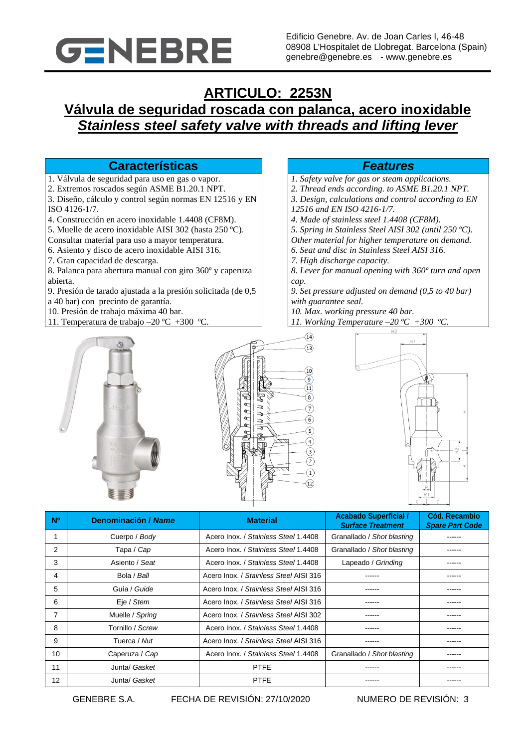GENEBRE

Edificio Genebre. Av. de Joan Carles I, 46-48
08908 L'Hospitalet de Llobregat. Barcelona (Spain)
genebre@genebre.es - www.genebre.es

# ARTICULO: 2253N

## Válvula de seguridad roscada con palanca, acero inoxidable

## *Stainless steel safety valve with threads and lifting lever*

### Características

1. Válvula de seguridad para uso en gas o vapor.
2. Extremos roscados según ASME B1.20.1 NPT.
3. Diseño, cálculo y control según normas EN 12516 y EN ISO 4126-1/7.
4. Construcción en acero inoxidable 1.4408 (CF8M).
5. Muelle de acero inoxidable AISI 302 (hasta 250 ºC). Consultar material para uso a mayor temperatura.
6. Asiento y disco de acero inoxidable AISI 316.
7. Gran capacidad de descarga.
8. Palanca para abertura manual con giro 360º y caperuza abierta.
9. Presión de tarado ajustada a la presión solicitada (de 0,5 a 40 bar) con precinto de garantía.
10. Presión de trabajo máxima 40 bar.
11. Temperatura de trabajo –20 ºC +300 ºC.

### *Features*

*1. Safety valve for gas or steam applications.*
*2. Thread ends according. to ASME B1.20.1 NPT.*
*3. Design, calculations and control according to EN 12516 and EN ISO 4216-1/7.*
*4. Made of stainless steel 1.4408 (CF8M).*
*5. Spring in Stainless Steel AISI 302 (until 250 ºC). Other material for higher temperature on demand.*
*6. Seat and disc in Stainless Steel AISI 316.*
*7. High discharge capacity.*
*8. Lever for manual opening with 360º turn and open cap.*
*9. Set pressure adjusted on demand (0,5 to 40 bar) with guarantee seal.*
*10. Max. working pressure 40 bar.*
*11. Working Temperature –20 ºC +300 ºC.*

| Nº | Denominación / *Name* | Material | Acabado Superficial / *Surface Treatment* | Cód. Recambio *Spare Part Code* |
|---|---|---|---|---|
| 1 | Cuerpo / *Body* | Acero Inox. / *Stainless Steel* 1.4408 | Granallado / *Shot blasting* | ------ |
| 2 | Tapa / *Cap* | Acero Inox. / *Stainless Steel* 1.4408 | Granallado / *Shot blasting* | ------ |
| 3 | Asiento / *Seat* | Acero Inox. / *Stainless Steel* 1.4408 | Lapeado / *Grinding* | ------ |
| 4 | Bola / *Ball* | Acero Inox. / *Stainless Steel* AISI 316 | ------ | ------ |
| 5 | Guía / *Guide* | Acero Inox. / *Stainless Steel* AISI 316 | ------ | ------ |
| 6 | Eje / *Stem* | Acero Inox. / *Stainless Steel* AISI 316 | ------ | ------ |
| 7 | Muelle / *Spring* | Acero Inox. / *Stainless Steel* AISI 302 | ------ | ------ |
| 8 | Tornillo / *Screw* | Acero Inox. / *Stainless Steel* 1.4408 | ------ | ------ |
| 9 | Tuerca / *Nut* | Acero Inox. / *Stainless Steel* AISI 316 | ------ | ------ |
| 10 | Caperuza / *Cap* | Acero Inox. / *Stainless Steel* 1.4408 | Granallado / *Shot blasting* | ------ |
| 11 | Junta/ *Gasket* | PTFE | ------ | ------ |
| 12 | Junta/ *Gasket* | PTFE | ------ | ------ |

GENEBRE S.A. FECHA DE REVISIÓN: 27/10/2020 NUMERO DE REVISIÓN: 3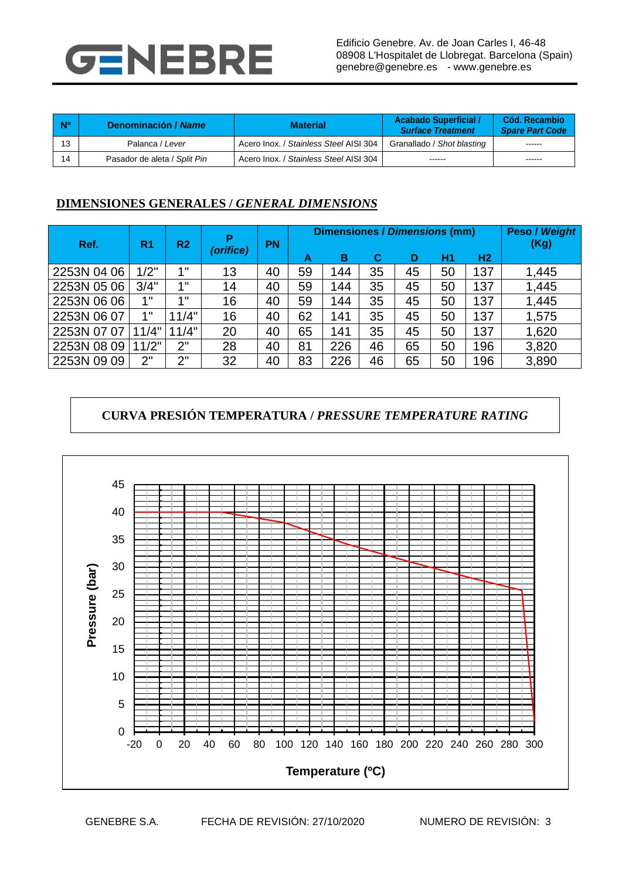| Nº | Denominación / *Name* | Material | Acabado Superficial / *Surface Treatment* | Cód. Recambio *Spare Part Code* |
|---|---|---|---|---|
| 13 | Palanca / *Lever* | Acero Inox. / *Stainless Steel* AISI 304 | Granallado / *Shot blasting* | ------ |
| 14 | Pasador de aleta / *Split Pin* | Acero Inox. / *Stainless Steel* AISI 304 | ------ | ------ |

## DIMENSIONES GENERALES / *GENERAL DIMENSIONS*

| Ref. | R1 | R2 | P *(orifice)* | PN | Dimensiones / *Dimensions* (mm) | | | | | | Peso / *Weight* (Kg) |
|---|---|---|---|---|---|---|---|---|---|---|---|
| | | | | | A | B | C | D | H1 | H2 | |
| 2253N 04 06 | 1/2" | 1" | 13 | 40 | 59 | 144 | 35 | 45 | 50 | 137 | 1,445 |
| 2253N 05 06 | 3/4" | 1" | 14 | 40 | 59 | 144 | 35 | 45 | 50 | 137 | 1,445 |
| 2253N 06 06 | 1" | 1" | 16 | 40 | 59 | 144 | 35 | 45 | 50 | 137 | 1,445 |
| 2253N 06 07 | 1" | 11/4" | 16 | 40 | 62 | 141 | 35 | 45 | 50 | 137 | 1,575 |
| 2253N 07 07 | 11/4" | 11/4" | 20 | 40 | 65 | 141 | 35 | 45 | 50 | 137 | 1,620 |
| 2253N 08 09 | 11/2" | 2" | 28 | 40 | 81 | 226 | 46 | 65 | 50 | 196 | 3,820 |
| 2253N 09 09 | 2" | 2" | 32 | 40 | 83 | 226 | 46 | 65 | 50 | 196 | 3,890 |

## CURVA PRESIÓN TEMPERATURA / *PRESSURE TEMPERATURE RATING*

Pressure (bar)

Temperature (ºC)

GENEBRE S.A. FECHA DE REVISIÓN: 27/10/2020 NUMERO DE REVISIÓN: 3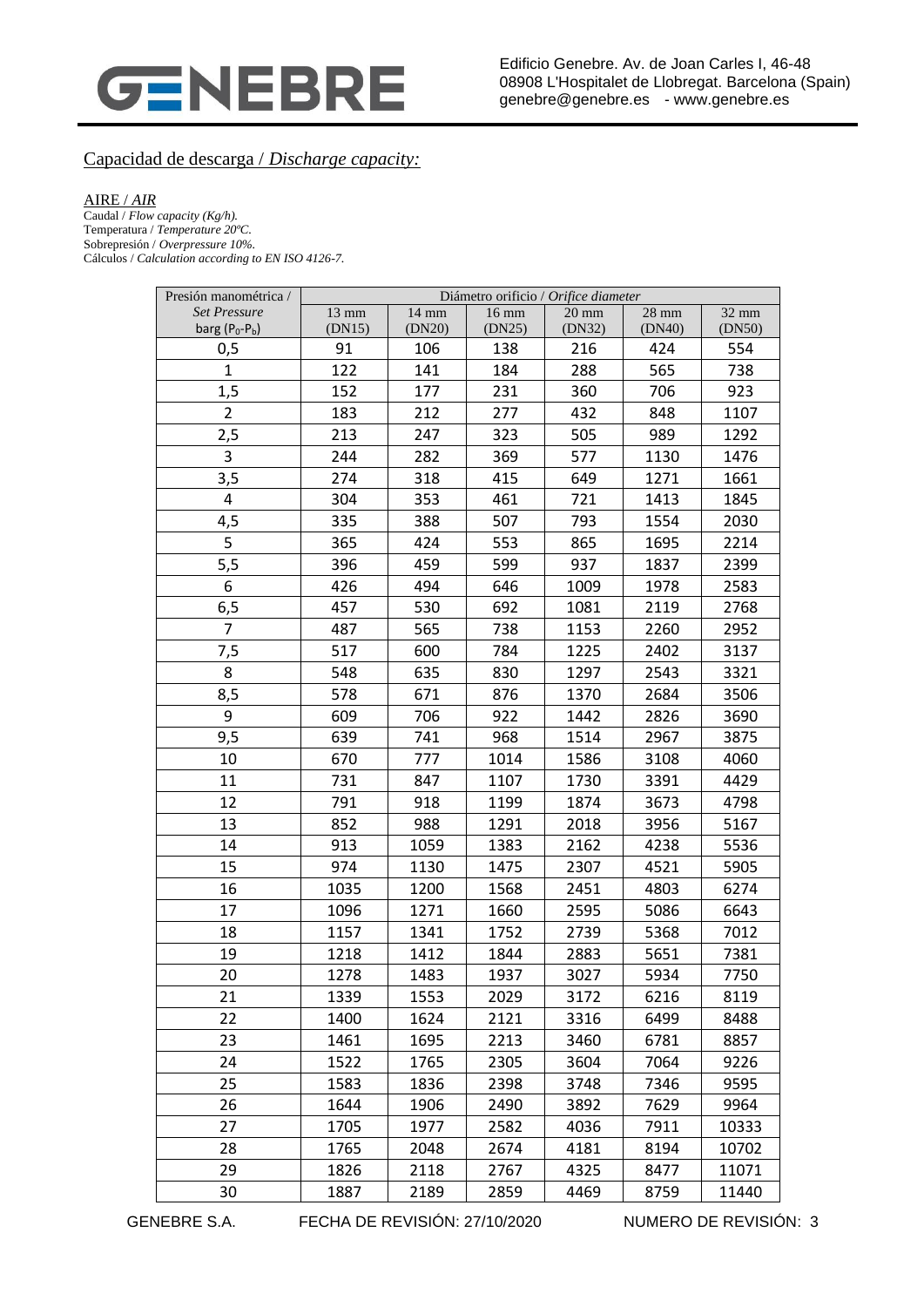## Capacidad de descarga / *Discharge capacity:*

AIRE / *AIR*

Caudal / *Flow capacity (Kg/h).*
Temperatura / *Temperature 20ºC.*
Sobrepresión / *Overpressure 10%.*
Cálculos / *Calculation according to EN ISO 4126-7.*

| Presión manométrica / *Set Pressure* barg ($P_0$-$P_b$) | Diámetro orificio / *Orifice diameter* | | | | | |
|---|---|---|---|---|---|---|
| | 13 mm (DN15) | 14 mm (DN20) | 16 mm (DN25) | 20 mm (DN32) | 28 mm (DN40) | 32 mm (DN50) |
| 0,5 | 91 | 106 | 138 | 216 | 424 | 554 |
| 1 | 122 | 141 | 184 | 288 | 565 | 738 |
| 1,5 | 152 | 177 | 231 | 360 | 706 | 923 |
| 2 | 183 | 212 | 277 | 432 | 848 | 1107 |
| 2,5 | 213 | 247 | 323 | 505 | 989 | 1292 |
| 3 | 244 | 282 | 369 | 577 | 1130 | 1476 |
| 3,5 | 274 | 318 | 415 | 649 | 1271 | 1661 |
| 4 | 304 | 353 | 461 | 721 | 1413 | 1845 |
| 4,5 | 335 | 388 | 507 | 793 | 1554 | 2030 |
| 5 | 365 | 424 | 553 | 865 | 1695 | 2214 |
| 5,5 | 396 | 459 | 599 | 937 | 1837 | 2399 |
| 6 | 426 | 494 | 646 | 1009 | 1978 | 2583 |
| 6,5 | 457 | 530 | 692 | 1081 | 2119 | 2768 |
| 7 | 487 | 565 | 738 | 1153 | 2260 | 2952 |
| 7,5 | 517 | 600 | 784 | 1225 | 2402 | 3137 |
| 8 | 548 | 635 | 830 | 1297 | 2543 | 3321 |
| 8,5 | 578 | 671 | 876 | 1370 | 2684 | 3506 |
| 9 | 609 | 706 | 922 | 1442 | 2826 | 3690 |
| 9,5 | 639 | 741 | 968 | 1514 | 2967 | 3875 |
| 10 | 670 | 777 | 1014 | 1586 | 3108 | 4060 |
| 11 | 731 | 847 | 1107 | 1730 | 3391 | 4429 |
| 12 | 791 | 918 | 1199 | 1874 | 3673 | 4798 |
| 13 | 852 | 988 | 1291 | 2018 | 3956 | 5167 |
| 14 | 913 | 1059 | 1383 | 2162 | 4238 | 5536 |
| 15 | 974 | 1130 | 1475 | 2307 | 4521 | 5905 |
| 16 | 1035 | 1200 | 1568 | 2451 | 4803 | 6274 |
| 17 | 1096 | 1271 | 1660 | 2595 | 5086 | 6643 |
| 18 | 1157 | 1341 | 1752 | 2739 | 5368 | 7012 |
| 19 | 1218 | 1412 | 1844 | 2883 | 5651 | 7381 |
| 20 | 1278 | 1483 | 1937 | 3027 | 5934 | 7750 |
| 21 | 1339 | 1553 | 2029 | 3172 | 6216 | 8119 |
| 22 | 1400 | 1624 | 2121 | 3316 | 6499 | 8488 |
| 23 | 1461 | 1695 | 2213 | 3460 | 6781 | 8857 |
| 24 | 1522 | 1765 | 2305 | 3604 | 7064 | 9226 |
| 25 | 1583 | 1836 | 2398 | 3748 | 7346 | 9595 |
| 26 | 1644 | 1906 | 2490 | 3892 | 7629 | 9964 |
| 27 | 1705 | 1977 | 2582 | 4036 | 7911 | 10333 |
| 28 | 1765 | 2048 | 2674 | 4181 | 8194 | 10702 |
| 29 | 1826 | 2118 | 2767 | 4325 | 8477 | 11071 |
| 30 | 1887 | 2189 | 2859 | 4469 | 8759 | 11440 |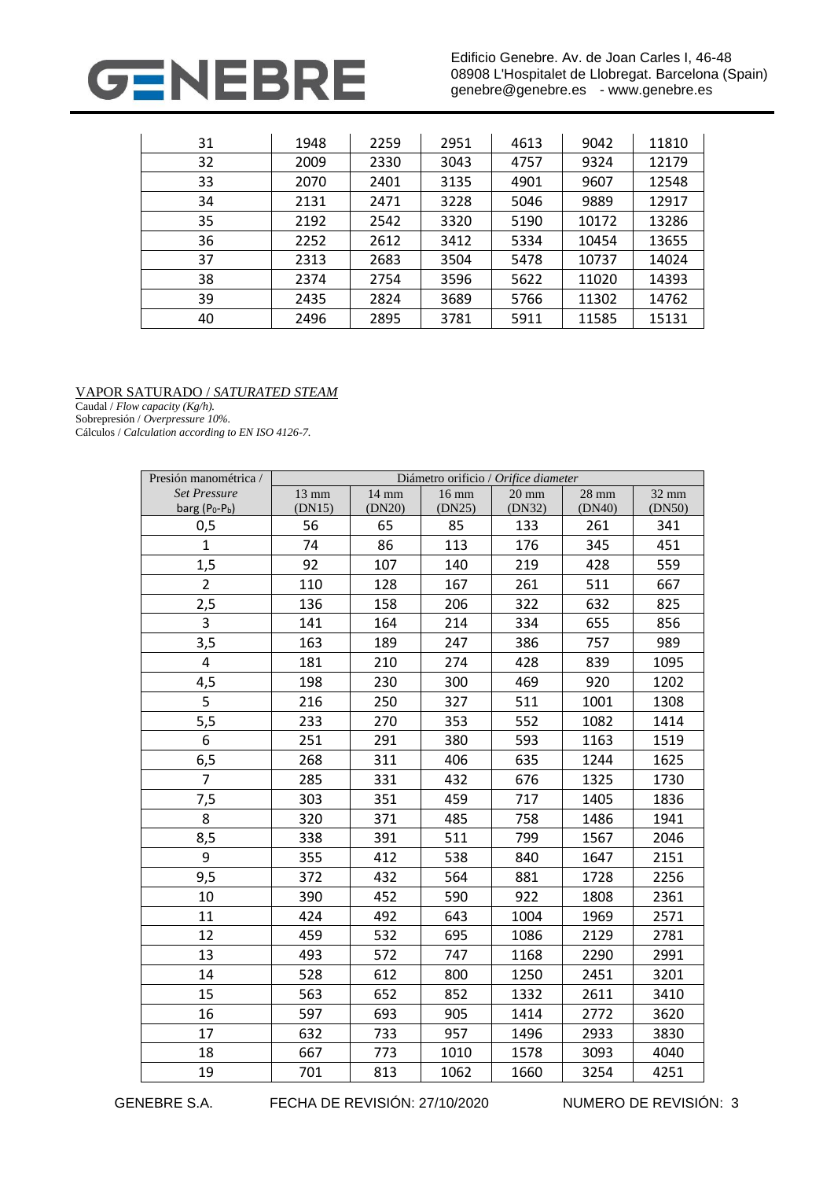| 31 | 1948 | 2259 | 2951 | 4613 | 9042 | 11810 |
|---|---|---|---|---|---|---|
| 32 | 2009 | 2330 | 3043 | 4757 | 9324 | 12179 |
| 33 | 2070 | 2401 | 3135 | 4901 | 9607 | 12548 |
| 34 | 2131 | 2471 | 3228 | 5046 | 9889 | 12917 |
| 35 | 2192 | 2542 | 3320 | 5190 | 10172 | 13286 |
| 36 | 2252 | 2612 | 3412 | 5334 | 10454 | 13655 |
| 37 | 2313 | 2683 | 3504 | 5478 | 10737 | 14024 |
| 38 | 2374 | 2754 | 3596 | 5622 | 11020 | 14393 |
| 39 | 2435 | 2824 | 3689 | 5766 | 11302 | 14762 |
| 40 | 2496 | 2895 | 3781 | 5911 | 11585 | 15131 |

VAPOR SATURADO / *SATURATED STEAM*

Caudal / *Flow capacity (Kg/h).*
Sobrepresión / *Overpressure 10%.*
Cálculos / *Calculation according to EN ISO 4126-7.*

| Presión manométrica / | Diámetro orificio / *Orifice diameter* | | | | | |
|---|---|---|---|---|---|---|
| *Set Pressure* barg ($P_0$-$P_b$) | 13 mm (DN15) | 14 mm (DN20) | 16 mm (DN25) | 20 mm (DN32) | 28 mm (DN40) | 32 mm (DN50) |
| 0,5 | 56 | 65 | 85 | 133 | 261 | 341 |
| 1 | 74 | 86 | 113 | 176 | 345 | 451 |
| 1,5 | 92 | 107 | 140 | 219 | 428 | 559 |
| 2 | 110 | 128 | 167 | 261 | 511 | 667 |
| 2,5 | 136 | 158 | 206 | 322 | 632 | 825 |
| 3 | 141 | 164 | 214 | 334 | 655 | 856 |
| 3,5 | 163 | 189 | 247 | 386 | 757 | 989 |
| 4 | 181 | 210 | 274 | 428 | 839 | 1095 |
| 4,5 | 198 | 230 | 300 | 469 | 920 | 1202 |
| 5 | 216 | 250 | 327 | 511 | 1001 | 1308 |
| 5,5 | 233 | 270 | 353 | 552 | 1082 | 1414 |
| 6 | 251 | 291 | 380 | 593 | 1163 | 1519 |
| 6,5 | 268 | 311 | 406 | 635 | 1244 | 1625 |
| 7 | 285 | 331 | 432 | 676 | 1325 | 1730 |
| 7,5 | 303 | 351 | 459 | 717 | 1405 | 1836 |
| 8 | 320 | 371 | 485 | 758 | 1486 | 1941 |
| 8,5 | 338 | 391 | 511 | 799 | 1567 | 2046 |
| 9 | 355 | 412 | 538 | 840 | 1647 | 2151 |
| 9,5 | 372 | 432 | 564 | 881 | 1728 | 2256 |
| 10 | 390 | 452 | 590 | 922 | 1808 | 2361 |
| 11 | 424 | 492 | 643 | 1004 | 1969 | 2571 |
| 12 | 459 | 532 | 695 | 1086 | 2129 | 2781 |
| 13 | 493 | 572 | 747 | 1168 | 2290 | 2991 |
| 14 | 528 | 612 | 800 | 1250 | 2451 | 3201 |
| 15 | 563 | 652 | 852 | 1332 | 2611 | 3410 |
| 16 | 597 | 693 | 905 | 1414 | 2772 | 3620 |
| 17 | 632 | 733 | 957 | 1496 | 2933 | 3830 |
| 18 | 667 | 773 | 1010 | 1578 | 3093 | 4040 |
| 19 | 701 | 813 | 1062 | 1660 | 3254 | 4251 |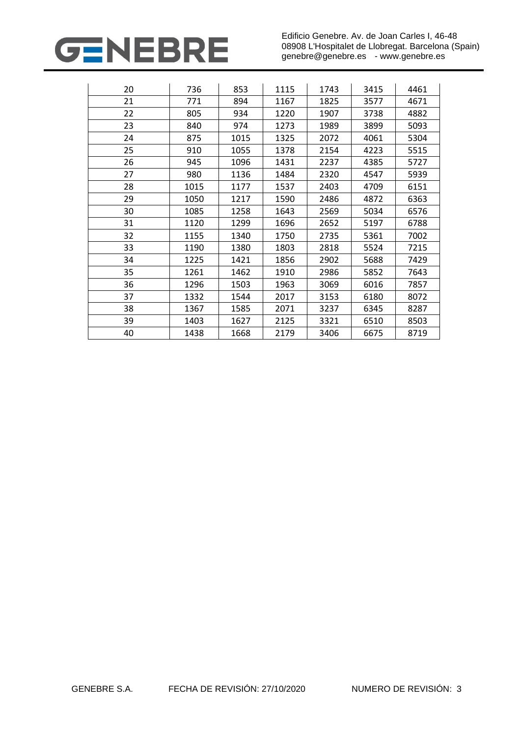| | | | | | | |
|---|---|---|---|---|---|---|
| 20 | 736 | 853 | 1115 | 1743 | 3415 | 4461 |
| 21 | 771 | 894 | 1167 | 1825 | 3577 | 4671 |
| 22 | 805 | 934 | 1220 | 1907 | 3738 | 4882 |
| 23 | 840 | 974 | 1273 | 1989 | 3899 | 5093 |
| 24 | 875 | 1015 | 1325 | 2072 | 4061 | 5304 |
| 25 | 910 | 1055 | 1378 | 2154 | 4223 | 5515 |
| 26 | 945 | 1096 | 1431 | 2237 | 4385 | 5727 |
| 27 | 980 | 1136 | 1484 | 2320 | 4547 | 5939 |
| 28 | 1015 | 1177 | 1537 | 2403 | 4709 | 6151 |
| 29 | 1050 | 1217 | 1590 | 2486 | 4872 | 6363 |
| 30 | 1085 | 1258 | 1643 | 2569 | 5034 | 6576 |
| 31 | 1120 | 1299 | 1696 | 2652 | 5197 | 6788 |
| 32 | 1155 | 1340 | 1750 | 2735 | 5361 | 7002 |
| 33 | 1190 | 1380 | 1803 | 2818 | 5524 | 7215 |
| 34 | 1225 | 1421 | 1856 | 2902 | 5688 | 7429 |
| 35 | 1261 | 1462 | 1910 | 2986 | 5852 | 7643 |
| 36 | 1296 | 1503 | 1963 | 3069 | 6016 | 7857 |
| 37 | 1332 | 1544 | 2017 | 3153 | 6180 | 8072 |
| 38 | 1367 | 1585 | 2071 | 3237 | 6345 | 8287 |
| 39 | 1403 | 1627 | 2125 | 3321 | 6510 | 8503 |
| 40 | 1438 | 1668 | 2179 | 3406 | 6675 | 8719 |